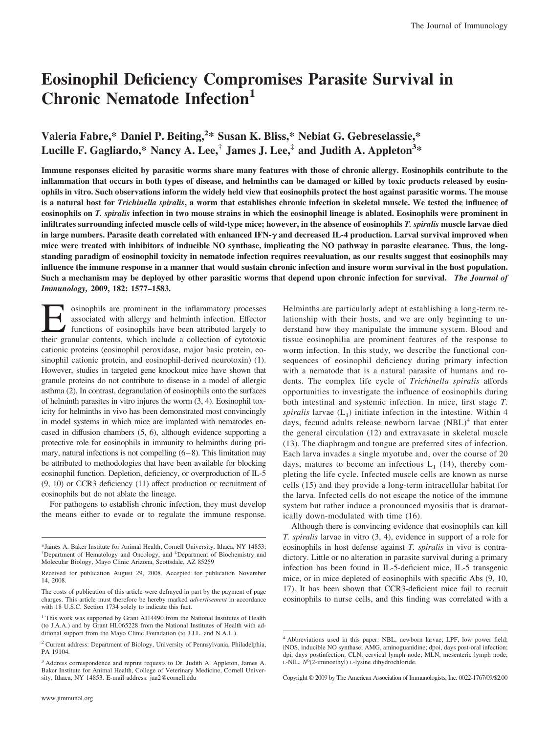# Eosinophil Deficiency Compromises Parasite Survival in Chronic Nematode Infection[1]

Valeria Fabre,* Daniel P. Beiting,[2]* Susan K. Bliss,* Nebiat G. Gebreselassie,* Lucille F. Gagliardo,* Nancy A. Lee,[†] James J. Lee,[‡] and Judith A. Appleton[3]*

**Immune responses elicited by parasitic worms share many features with those of chronic allergy. Eosinophils contribute to the inflammation that occurs in both types of disease, and helminths can be damaged or killed by toxic products released by eosinophils in vitro. Such observations inform the widely held view that eosinophils protect the host against parasitic worms. The mouse is a natural host for *Trichinella spiralis*, a worm that establishes chronic infection in skeletal muscle. We tested the influence of eosinophils on *T. spiralis* infection in two mouse strains in which the eosinophil lineage is ablated. Eosinophils were prominent in infiltrates surrounding infected muscle cells of wild-type mice; however, in the absence of eosinophils *T. spiralis* muscle larvae died in large numbers. Parasite death correlated with enhanced IFN-γ and decreased IL-4 production. Larval survival improved when mice were treated with inhibitors of inducible NO synthase, implicating the NO pathway in parasite clearance. Thus, the long-standing paradigm of eosinophil toxicity in nematode infection requires reevaluation, as our results suggest that eosinophils may influence the immune response in a manner that would sustain chronic infection and insure worm survival in the host population. Such a mechanism may be deployed by other parasitic worms that depend upon chronic infection for survival.** *The Journal of Immunology,* 2009, 182: 1577–1583.

Eosinophils are prominent in the inflammatory processes associated with allergy and helminth infection. Effector functions of eosinophils have been attributed largely to their granular contents, which include a collection of cytotoxic cationic proteins (eosinophil peroxidase, major basic protein, eosinophil cationic protein, and eosinophil-derived neurotoxin) (1). However, studies in targeted gene knockout mice have shown that granule proteins do not contribute to disease in a model of allergic asthma (2). In contrast, degranulation of eosinophils onto the surfaces of helminth parasites in vitro injures the worm (3, 4). Eosinophil toxicity for helminths in vivo has been demonstrated most convincingly in model systems in which mice are implanted with nematodes encased in diffusion chambers (5, 6), although evidence supporting a protective role for eosinophils in immunity to helminths during primary, natural infections is not compelling (6–8). This limitation may be attributed to methodologies that have been available for blocking eosinophil function. Depletion, deficiency, or overproduction of IL-5 (9, 10) or CCR3 deficiency (11) affect production or recruitment of eosinophils but do not ablate the lineage.

For pathogens to establish chronic infection, they must develop the means either to evade or to regulate the immune response. Helminths are particularly adept at establishing a long-term relationship with their hosts, and we are only beginning to understand how they manipulate the immune system. Blood and tissue eosinophilia are prominent features of the response to worm infection. In this study, we describe the functional consequences of eosinophil deficiency during primary infection with a nematode that is a natural parasite of humans and rodents. The complex life cycle of *Trichinella spiralis* affords opportunities to investigate the influence of eosinophils during both intestinal and systemic infection. In mice, first stage *T. spiralis* larvae ($L_1$) initiate infection in the intestine. Within 4 days, fecund adults release newborn larvae (NBL)[4] that enter the general circulation (12) and extravasate in skeletal muscle (13). The diaphragm and tongue are preferred sites of infection. Each larva invades a single myotube and, over the course of 20 days, matures to become an infectious $L_1$ (14), thereby completing the life cycle. Infected muscle cells are known as nurse cells (15) and they provide a long-term intracellular habitat for the larva. Infected cells do not escape the notice of the immune system but rather induce a pronounced myositis that is dramatically down-modulated with time (16).

Although there is convincing evidence that eosinophils can kill *T. spiralis* larvae in vitro (3, 4), evidence in support of a role for eosinophils in host defense against *T. spiralis* in vivo is contradictory. Little or no alteration in parasite survival during a primary infection has been found in IL-5-deficient mice, IL-5 transgenic mice, or in mice depleted of eosinophils with specific Abs (9, 10, 17). It has been shown that CCR3-deficient mice fail to recruit eosinophils to nurse cells, and this finding was correlated with a

---

*James A. Baker Institute for Animal Health, Cornell University, Ithaca, NY 14853; [†]Department of Hematology and Oncology, and [‡]Department of Biochemistry and Molecular Biology, Mayo Clinic Arizona, Scottsdale, AZ 85259

Received for publication August 29, 2008. Accepted for publication November 14, 2008.

The costs of publication of this article were defrayed in part by the payment of page charges. This article must therefore be hereby marked *advertisement* in accordance with 18 U.S.C. Section 1734 solely to indicate this fact.

[1] This work was supported by Grant AI14490 from the National Institutes of Health (to J.A.A.) and by Grant HL065228 from the National Institutes of Health with additional support from the Mayo Clinic Foundation (to J.J.L. and N.A.L.).

[2] Current address: Department of Biology, University of Pennsylvania, Philadelphia, PA 19104.

[3] Address correspondence and reprint requests to Dr. Judith A. Appleton, James A. Baker Institute for Animal Health, College of Veterinary Medicine, Cornell University, Ithaca, NY 14853. E-mail address: jaa2@cornell.edu

[4] Abbreviations used in this paper: NBL, newborn larvae; LPF, low power field; iNOS, inducible NO synthase; AMG, aminoguanidine; dpoi, days post-oral infection; dpi, days postinfection; CLN, cervical lymph node; MLN, mesenteric lymph node; L-NIL, $N^6$(2-iminoethyl) L-lysine dihydrochloride.

Copyright © 2009 by The American Association of Immunologists, Inc. 0022-1767/09/$2.00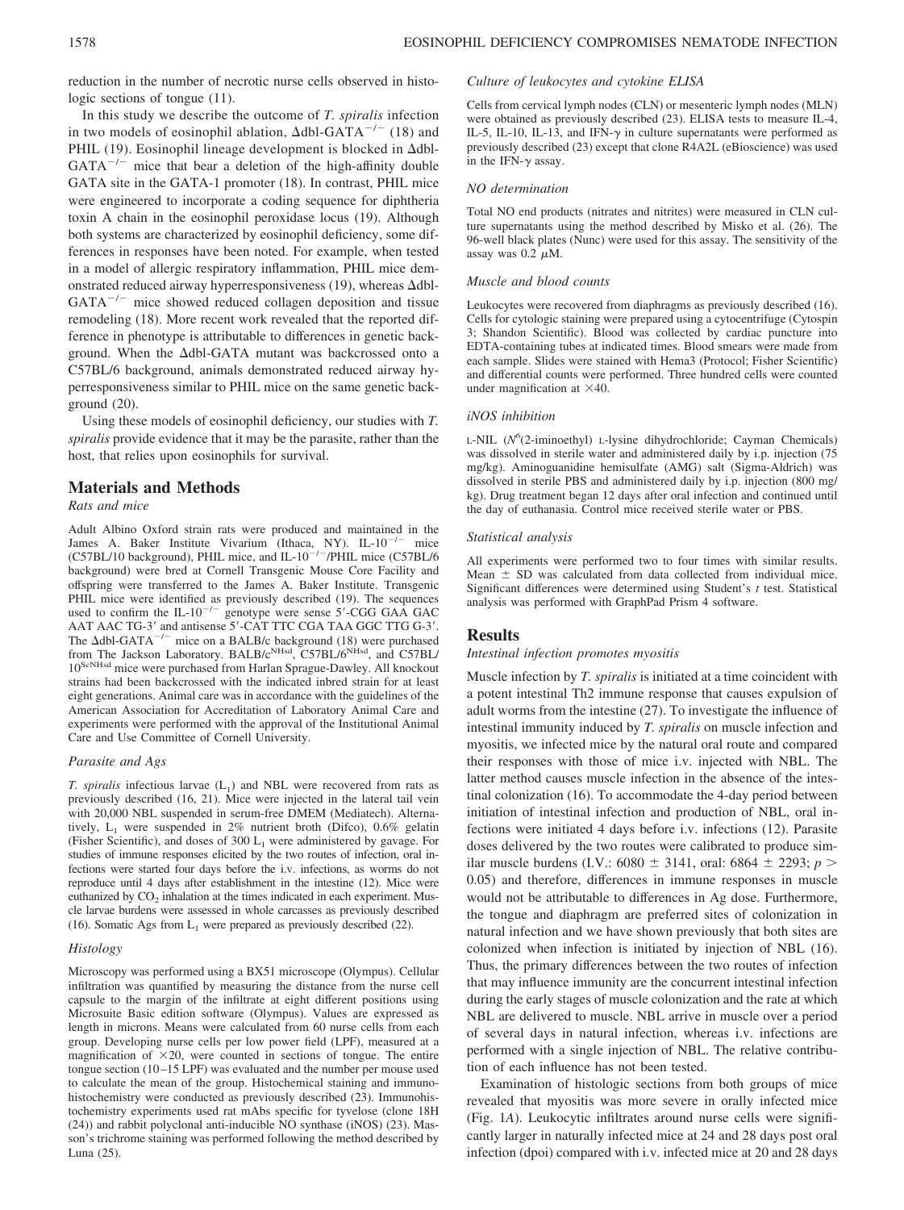reduction in the number of necrotic nurse cells observed in histologic sections of tongue (11).

In this study we describe the outcome of *T. spiralis* infection in two models of eosinophil ablation, ΔdbI-GATA$^{-/-}$ (18) and PHIL (19). Eosinophil lineage development is blocked in ΔdbI-GATA$^{-/-}$ mice that bear a deletion of the high-affinity double GATA site in the GATA-1 promoter (18). In contrast, PHIL mice were engineered to incorporate a coding sequence for diphtheria toxin A chain in the eosinophil peroxidase locus (19). Although both systems are characterized by eosinophil deficiency, some differences in responses have been noted. For example, when tested in a model of allergic respiratory inflammation, PHIL mice demonstrated reduced airway hyperresponsiveness (19), whereas ΔdbI-GATA$^{-/-}$ mice showed reduced collagen deposition and tissue remodeling (18). More recent work revealed that the reported difference in phenotype is attributable to differences in genetic background. When the ΔdbI-GATA mutant was backcrossed onto a C57BL/6 background, animals demonstrated reduced airway hyperresponsiveness similar to PHIL mice on the same genetic background (20).

Using these models of eosinophil deficiency, our studies with *T. spiralis* provide evidence that it may be the parasite, rather than the host, that relies upon eosinophils for survival.

## Materials and Methods

### Rats and mice

Adult Albino Oxford strain rats were produced and maintained in the James A. Baker Institute Vivarium (Ithaca, NY). IL-10$^{-/-}$ mice (C57BL/10 background), PHIL mice, and IL-10$^{-/-}$/PHIL mice (C57BL/6 background) were bred at Cornell Transgenic Mouse Core Facility and offspring were transferred to the James A. Baker Institute. Transgenic PHIL mice were identified as previously described (19). The sequences used to confirm the IL-10$^{-/-}$ genotype were sense 5′-CGG GAA GAC AAT AAC TG-3′ and antisense 5′-CAT TTC CGA TAA GGC TTG G-3′. The ΔdbI-GATA$^{-/-}$ mice on a BALB/c background (18) were purchased from The Jackson Laboratory. BALB/c$^{NHsd}$, C57BL/6$^{NHsd}$, and C57BL/10$^{ScNHsd}$ mice were purchased from Harlan Sprague-Dawley. All knockout strains had been backcrossed with the indicated inbred strain for at least eight generations. Animal care was in accordance with the guidelines of the American Association for Accreditation of Laboratory Animal Care and experiments were performed with the approval of the Institutional Animal Care and Use Committee of Cornell University.

### Parasite and Ags

*T. spiralis* infectious larvae ($L_1$) and NBL were recovered from rats as previously described (16, 21). Mice were injected in the lateral tail vein with 20,000 NBL suspended in serum-free DMEM (Mediatech). Alternatively, $L_1$ were suspended in 2% nutrient broth (Difco), 0.6% gelatin (Fisher Scientific), and doses of 300 $L_1$ were administered by gavage. For studies of immune responses elicited by the two routes of infection, oral infections were started four days before the i.v. infections, as worms do not reproduce until 4 days after establishment in the intestine (12). Mice were euthanized by $CO_2$ inhalation at the times indicated in each experiment. Muscle larvae burdens were assessed in whole carcasses as previously described (16). Somatic Ags from $L_1$ were prepared as previously described (22).

### Histology

Microscopy was performed using a BX51 microscope (Olympus). Cellular infiltration was quantified by measuring the distance from the nurse cell capsule to the margin of the infiltrate at eight different positions using Microsuite Basic edition software (Olympus). Values are expressed as length in microns. Means were calculated from 60 nurse cells from each group. Developing nurse cells per low power field (LPF), measured at a magnification of ×20, were counted in sections of tongue. The entire tongue section (10–15 LPF) was evaluated and the number per mouse used to calculate the mean of the group. Histochemical staining and immunohistochemistry were conducted as previously described (23). Immunohistochemistry experiments used rat mAbs specific for tyvelose (clone 18H (24)) and rabbit polyclonal anti-inducible NO synthase (iNOS) (23). Masson's trichrome staining was performed following the method described by Luna (25).

### Culture of leukocytes and cytokine ELISA

Cells from cervical lymph nodes (CLN) or mesenteric lymph nodes (MLN) were obtained as previously described (23). ELISA tests to measure IL-4, IL-5, IL-10, IL-13, and IFN-γ in culture supernatants were performed as previously described (23) except that clone R4A2L (eBioscience) was used in the IFN-γ assay.

### NO determination

Total NO end products (nitrates and nitrites) were measured in CLN culture supernatants using the method described by Misko et al. (26). The 96-well black plates (Nunc) were used for this assay. The sensitivity of the assay was 0.2 μM.

### Muscle and blood counts

Leukocytes were recovered from diaphragms as previously described (16). Cells for cytologic staining were prepared using a cytocentrifuge (Cytospin 3; Shandon Scientific). Blood was collected by cardiac puncture into EDTA-containing tubes at indicated times. Blood smears were made from each sample. Slides were stained with Hema3 (Protocol; Fisher Scientific) and differential counts were performed. Three hundred cells were counted under magnification at ×40.

### iNOS inhibition

L-NIL ($N^6$(2-iminoethyl) L-lysine dihydrochloride; Cayman Chemicals) was dissolved in sterile water and administered daily by i.p. injection (75 mg/kg). Aminoguanidine hemisulfate (AMG) salt (Sigma-Aldrich) was dissolved in sterile PBS and administered daily by i.p. injection (800 mg/kg). Drug treatment began 12 days after oral infection and continued until the day of euthanasia. Control mice received sterile water or PBS.

### Statistical analysis

All experiments were performed two to four times with similar results. Mean ± SD was calculated from data collected from individual mice. Significant differences were determined using Student's *t* test. Statistical analysis was performed with GraphPad Prism 4 software.

## Results

### Intestinal infection promotes myositis

Muscle infection by *T. spiralis* is initiated at a time coincident with a potent intestinal Th2 immune response that causes expulsion of adult worms from the intestine (27). To investigate the influence of intestinal immunity induced by *T. spiralis* on muscle infection and myositis, we infected mice by the natural oral route and compared their responses with those of mice i.v. injected with NBL. The latter method causes muscle infection in the absence of the intestinal colonization (16). To accommodate the 4-day period between initiation of intestinal infection and production of NBL, oral infections were initiated 4 days before i.v. infections (12). Parasite doses delivered by the two routes were calibrated to produce similar muscle burdens (I.V.: 6080 ± 3141, oral: 6864 ± 2293; $p > 0.05$) and therefore, differences in immune responses in muscle would not be attributable to differences in Ag dose. Furthermore, the tongue and diaphragm are preferred sites of colonization in natural infection and we have shown previously that both sites are colonized when infection is initiated by injection of NBL (16). Thus, the primary differences between the two routes of infection that may influence immunity are the concurrent intestinal infection during the early stages of muscle colonization and the rate at which NBL are delivered to muscle. NBL arrive in muscle over a period of several days in natural infection, whereas i.v. infections are performed with a single injection of NBL. The relative contribution of each influence has not been tested.

Examination of histologic sections from both groups of mice revealed that myositis was more severe in orally infected mice (Fig. 1*A*). Leukocytic infiltrates around nurse cells were significantly larger in naturally infected mice at 24 and 28 days post oral infection (dpoi) compared with i.v. infected mice at 20 and 28 days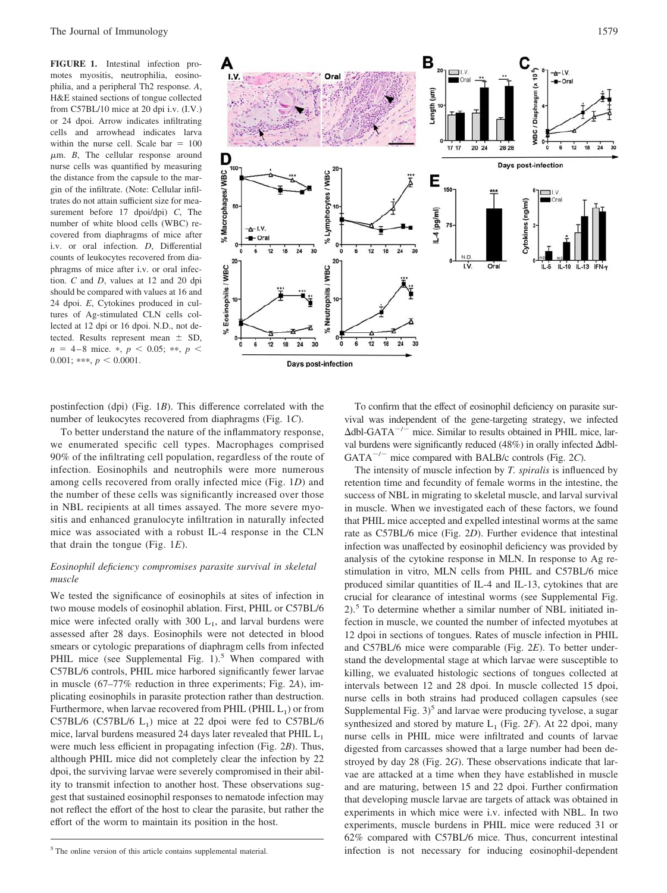**FIGURE 1.** Intestinal infection promotes myositis, neutrophilia, eosinophilia, and a peripheral Th2 response. *A*, H&E stained sections of tongue collected from C57BL/10 mice at 20 dpi i.v. (I.V.) or 24 dpoi. Arrow indicates infiltrating cells and arrowhead indicates larva within the nurse cell. Scale bar = 100 $\mu$m. *B*, The cellular response around nurse cells was quantified by measuring the distance from the capsule to the margin of the infiltrate. (Note: Cellular infiltrates do not attain sufficient size for measurement before 17 dpoi/dpi) *C*, The number of white blood cells (WBC) recovered from diaphragms of mice after i.v. or oral infection. *D*, Differential counts of leukocytes recovered from diaphragms of mice after i.v. or oral infection. *C* and *D*, values at 12 and 20 dpi should be compared with values at 16 and 24 dpoi. *E*, Cytokines produced in cultures of Ag-stimulated CLN cells collected at 12 dpi or 16 dpoi. N.D., not detected. Results represent mean ± SD, $n$ = 4–8 mice. *, $p < 0.05$; **, $p < 0.001$; ***, $p < 0.0001$.

postinfection (dpi) (Fig. 1*B*). This difference correlated with the number of leukocytes recovered from diaphragms (Fig. 1*C*).

To better understand the nature of the inflammatory response, we enumerated specific cell types. Macrophages comprised 90% of the infiltrating cell population, regardless of the route of infection. Eosinophils and neutrophils were more numerous among cells recovered from orally infected mice (Fig. 1*D*) and the number of these cells was significantly increased over those in NBL recipients at all times assayed. The more severe myositis and enhanced granulocyte infiltration in naturally infected mice was associated with a robust IL-4 response in the CLN that drain the tongue (Fig. 1*E*).

### *Eosinophil deficiency compromises parasite survival in skeletal muscle*

We tested the significance of eosinophils at sites of infection in two mouse models of eosinophil ablation. First, PHIL or C57BL/6 mice were infected orally with 300 $L_1$, and larval burdens were assessed after 28 days. Eosinophils were not detected in blood smears or cytologic preparations of diaphragm cells from infected PHIL mice (see Supplemental Fig. 1).[5] When compared with C57BL/6 controls, PHIL mice harbored significantly fewer larvae in muscle (67–77% reduction in three experiments; Fig. 2*A*), implicating eosinophils in parasite protection rather than destruction. Furthermore, when larvae recovered from PHIL (PHIL $L_1$) or from C57BL/6 (C57BL/6 $L_1$) mice at 22 dpoi were fed to C57BL/6 mice, larval burdens measured 24 days later revealed that PHIL $L_1$ were much less efficient in propagating infection (Fig. 2*B*). Thus, although PHIL mice did not completely clear the infection by 22 dpoi, the surviving larvae were severely compromised in their ability to transmit infection to another host. These observations suggest that sustained eosinophil responses to nematode infection may not reflect the effort of the host to clear the parasite, but rather the effort of the worm to maintain its position in the host.

To confirm that the effect of eosinophil deficiency on parasite survival was independent of the gene-targeting strategy, we infected ΔdblGATA$^{-/-}$ mice. Similar to results obtained in PHIL mice, larval burdens were significantly reduced (48%) in orally infected ΔdblGATA$^{-/-}$ mice compared with BALB/c controls (Fig. 2*C*).

The intensity of muscle infection by *T. spiralis* is influenced by retention time and fecundity of female worms in the intestine, the success of NBL in migrating to skeletal muscle, and larval survival in muscle. When we investigated each of these factors, we found that PHIL mice accepted and expelled intestinal worms at the same rate as C57BL/6 mice (Fig. 2*D*). Further evidence that intestinal infection was unaffected by eosinophil deficiency was provided by analysis of the cytokine response in MLN. In response to Ag restimulation in vitro, MLN cells from PHIL and C57BL/6 mice produced similar quantities of IL-4 and IL-13, cytokines that are crucial for clearance of intestinal worms (see Supplemental Fig. 2).[5] To determine whether a similar number of NBL initiated infection in muscle, we counted the number of infected myotubes at 12 dpoi in sections of tongues. Rates of muscle infection in PHIL and C57BL/6 mice were comparable (Fig. 2*E*). To better understand the developmental stage at which larvae were susceptible to killing, we evaluated histologic sections of tongues collected at intervals between 12 and 28 dpoi. In muscle collected 15 dpoi, nurse cells in both strains had produced collagen capsules (see Supplemental Fig. 3)[5] and larvae were producing tyvelose, a sugar synthesized and stored by mature $L_1$ (Fig. 2*F*). At 22 dpoi, many nurse cells in PHIL mice were infiltrated and counts of larvae digested from carcasses showed that a large number had been destroyed by day 28 (Fig. 2*G*). These observations indicate that larvae are attacked at a time when they have established in muscle and are maturing, between 15 and 22 dpoi. Further confirmation that developing muscle larvae are targets of attack was obtained in experiments in which mice were i.v. infected with NBL. In two experiments, muscle burdens in PHIL mice were reduced 31 or 62% compared with C57BL/6 mice. Thus, concurrent intestinal infection is not necessary for inducing eosinophil-dependent

[5] The online version of this article contains supplemental material.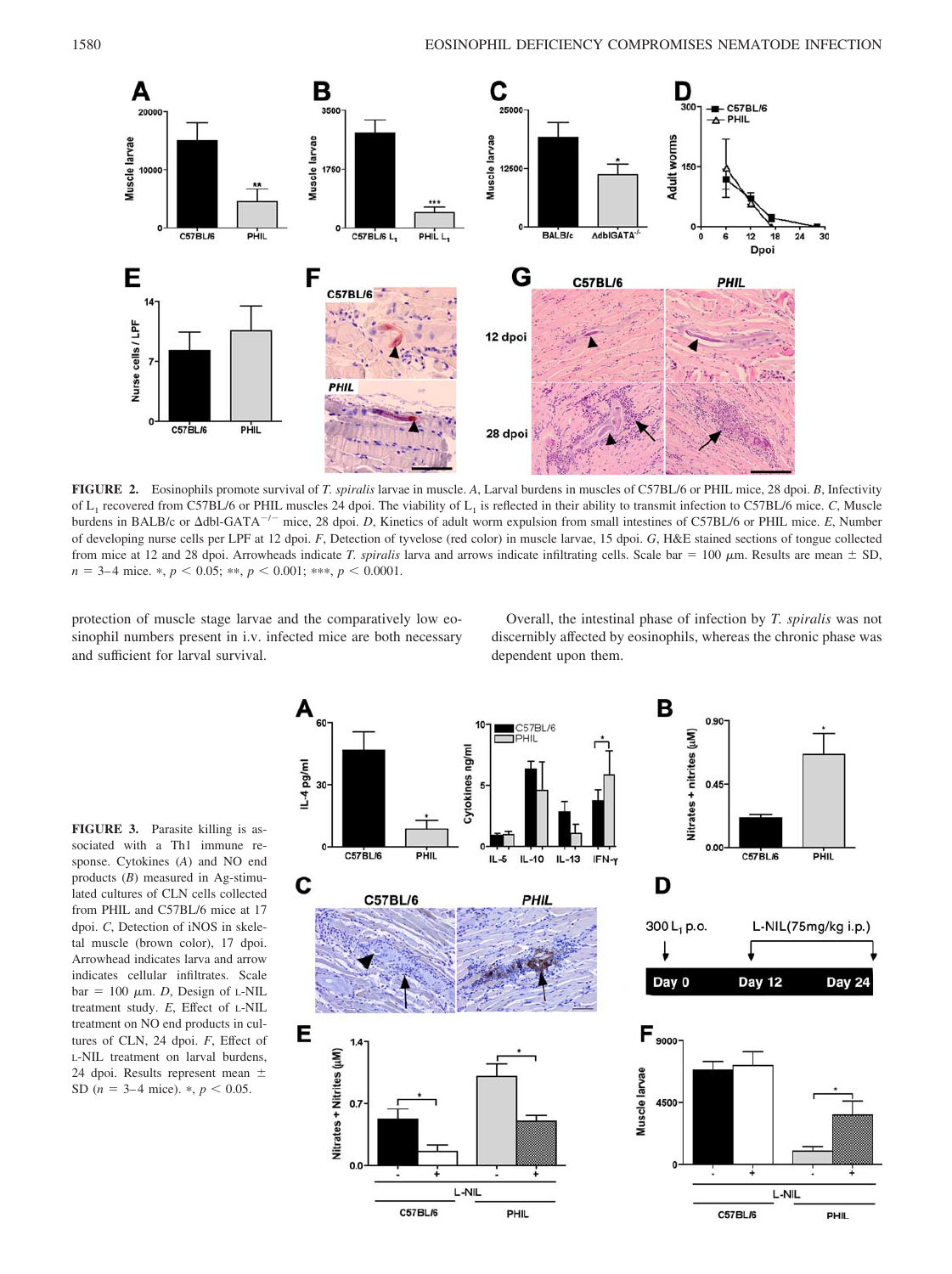**FIGURE 2.** Eosinophils promote survival of *T. spiralis* larvae in muscle. *A*, Larval burdens in muscles of C57BL/6 or PHIL mice, 28 dpoi. *B*, Infectivity of $L_1$ recovered from C57BL/6 or PHIL muscles 24 dpoi. The viability of $L_1$ is reflected in their ability to transmit infection to C57BL/6 mice. *C*, Muscle burdens in BALB/c or Δdbl-GATA$^{-/-}$ mice, 28 dpoi. *D*, Kinetics of adult worm expulsion from small intestines of C57BL/6 or PHIL mice. *E*, Number of developing nurse cells per LPF at 12 dpoi. *F*, Detection of tyvelose (red color) in muscle larvae, 15 dpoi. *G*, H&E stained sections of tongue collected from mice at 12 and 28 dpoi. Arrowheads indicate *T. spiralis* larva and arrows indicate infiltrating cells. Scale bar = 100 μm. Results are mean ± SD, $n$ = 3–4 mice. *, $p < 0.05$; **, $p < 0.001$; ***, $p < 0.0001$.

protection of muscle stage larvae and the comparatively low eosinophil numbers present in i.v. infected mice are both necessary and sufficient for larval survival.

Overall, the intestinal phase of infection by *T. spiralis* was not discernibly affected by eosinophils, whereas the chronic phase was dependent upon them.

**FIGURE 3.** Parasite killing is associated with a Th1 immune response. Cytokines (*A*) and NO end products (*B*) measured in Ag-stimulated cultures of CLN cells collected from PHIL and C57BL/6 mice at 17 dpoi. *C*, Detection of iNOS in skeletal muscle (brown color), 17 dpoi. Arrowhead indicates larva and arrow indicates cellular infiltrates. Scale bar = 100 μm. *D*, Design of L-NIL treatment study. *E*, Effect of L-NIL treatment on NO end products in cultures of CLN, 24 dpoi. *F*, Effect of L-NIL treatment on larval burdens, 24 dpoi. Results represent mean ± SD ($n$ = 3–4 mice). *, $p < 0.05$.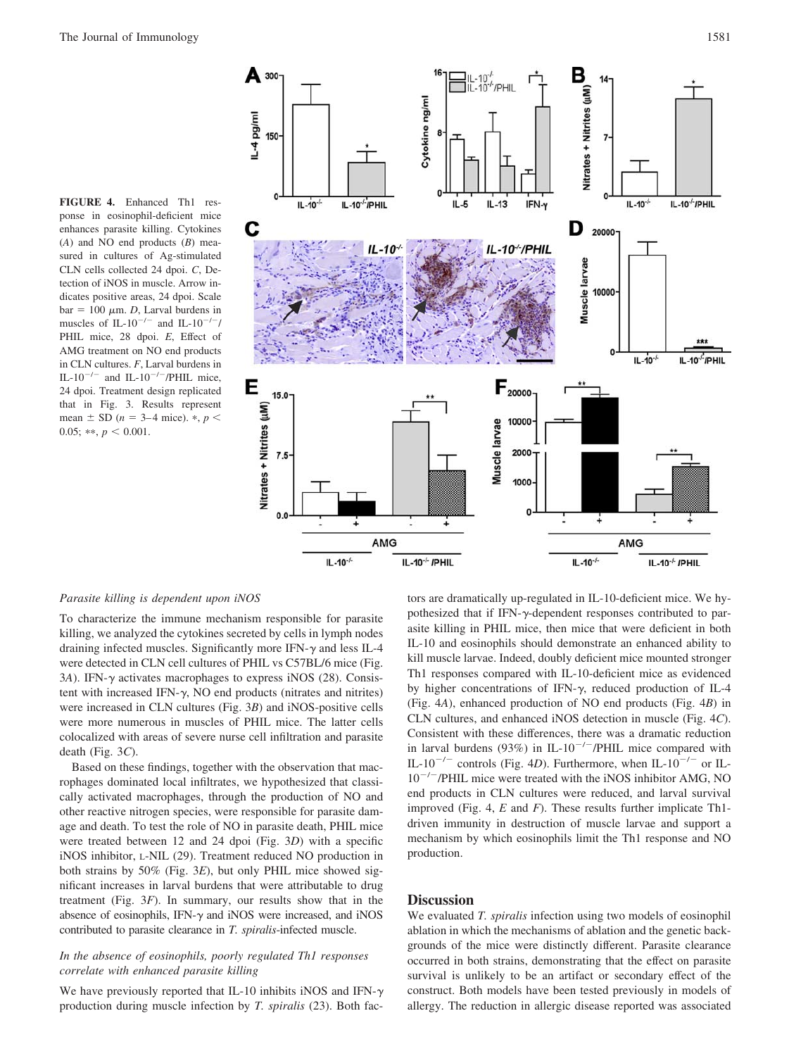**FIGURE 4.** Enhanced Th1 response in eosinophil-deficient mice enhances parasite killing. Cytokines (*A*) and NO end products (*B*) measured in cultures of Ag-stimulated CLN cells collected 24 dpoi. *C*, Detection of iNOS in muscle. Arrow indicates positive areas, 24 dpoi. Scale bar = 100 μm. *D*, Larval burdens in muscles of IL-$10^{-/-}$ and IL-$10^{-/-}$/PHIL mice, 28 dpoi. *E*, Effect of AMG treatment on NO end products in CLN cultures. *F*, Larval burdens in IL-$10^{-/-}$ and IL-$10^{-/-}$/PHIL mice, 24 dpoi. Treatment design replicated that in Fig. 3. Results represent mean ± SD ($n = 3$–4 mice). *, $p < 0.05$; **, $p < 0.001$.

### *Parasite killing is dependent upon iNOS*

To characterize the immune mechanism responsible for parasite killing, we analyzed the cytokines secreted by cells in lymph nodes draining infected muscles. Significantly more IFN-γ and less IL-4 were detected in CLN cell cultures of PHIL vs C57BL/6 mice (Fig. 3*A*). IFN-γ activates macrophages to express iNOS (28). Consistent with increased IFN-γ, NO end products (nitrates and nitrites) were increased in CLN cultures (Fig. 3*B*) and iNOS-positive cells were more numerous in muscles of PHIL mice. The latter cells colocalized with areas of severe nurse cell infiltration and parasite death (Fig. 3*C*).

Based on these findings, together with the observation that macrophages dominated local infiltrates, we hypothesized that classically activated macrophages, through the production of NO and other reactive nitrogen species, were responsible for parasite damage and death. To test the role of NO in parasite death, PHIL mice were treated between 12 and 24 dpoi (Fig. 3*D*) with a specific iNOS inhibitor, L-NIL (29). Treatment reduced NO production in both strains by 50% (Fig. 3*E*), but only PHIL mice showed significant increases in larval burdens that were attributable to drug treatment (Fig. 3*F*). In summary, our results show that in the absence of eosinophils, IFN-γ and iNOS were increased, and iNOS contributed to parasite clearance in *T. spiralis*-infected muscle.

### *In the absence of eosinophils, poorly regulated Th1 responses correlate with enhanced parasite killing*

We have previously reported that IL-10 inhibits iNOS and IFN-γ production during muscle infection by *T. spiralis* (23). Both factors are dramatically up-regulated in IL-10-deficient mice. We hypothesized that if IFN-γ-dependent responses contributed to parasite killing in PHIL mice, then mice that were deficient in both IL-10 and eosinophils should demonstrate an enhanced ability to kill muscle larvae. Indeed, doubly deficient mice mounted stronger Th1 responses compared with IL-10-deficient mice as evidenced by higher concentrations of IFN-γ, reduced production of IL-4 (Fig. 4*A*), enhanced production of NO end products (Fig. 4*B*) in CLN cultures, and enhanced iNOS detection in muscle (Fig. 4*C*). Consistent with these differences, there was a dramatic reduction in larval burdens (93%) in IL-$10^{-/-}$/PHIL mice compared with IL-$10^{-/-}$ controls (Fig. 4*D*). Furthermore, when IL-$10^{-/-}$ or IL-$10^{-/-}$/PHIL mice were treated with the iNOS inhibitor AMG, NO end products in CLN cultures were reduced, and larval survival improved (Fig. 4, *E* and *F*). These results further implicate Th1-driven immunity in destruction of muscle larvae and support a mechanism by which eosinophils limit the Th1 response and NO production.

## Discussion

We evaluated *T. spiralis* infection using two models of eosinophil ablation in which the mechanisms of ablation and the genetic backgrounds of the mice were distinctly different. Parasite clearance occurred in both strains, demonstrating that the effect on parasite survival is unlikely to be an artifact or secondary effect of the construct. Both models have been tested previously in models of allergy. The reduction in allergic disease reported was associated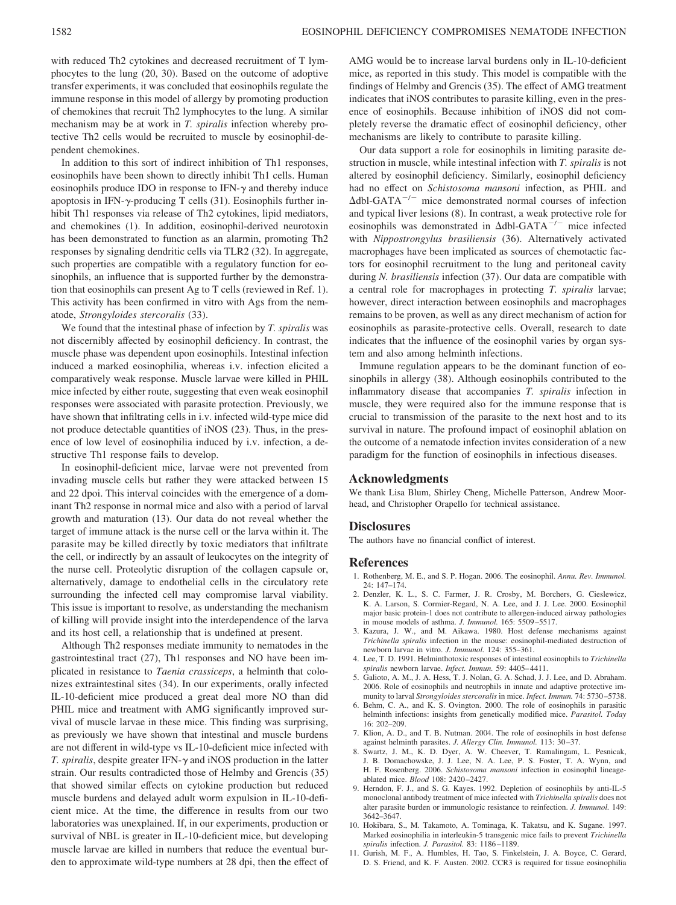with reduced Th2 cytokines and decreased recruitment of T lymphocytes to the lung (20, 30). Based on the outcome of adoptive transfer experiments, it was concluded that eosinophils regulate the immune response in this model of allergy by promoting production of chemokines that recruit Th2 lymphocytes to the lung. A similar mechanism may be at work in *T. spiralis* infection whereby protective Th2 cells would be recruited to muscle by eosinophil-dependent chemokines.

In addition to this sort of indirect inhibition of Th1 responses, eosinophils have been shown to directly inhibit Th1 cells. Human eosinophils produce IDO in response to IFN-$\gamma$ and thereby induce apoptosis in IFN-$\gamma$-producing T cells (31). Eosinophils further inhibit Th1 responses via release of Th2 cytokines, lipid mediators, and chemokines (1). In addition, eosinophil-derived neurotoxin has been demonstrated to function as an alarmin, promoting Th2 responses by signaling dendritic cells via TLR2 (32). In aggregate, such properties are compatible with a regulatory function for eosinophils, an influence that is supported further by the demonstration that eosinophils can present Ag to T cells (reviewed in Ref. 1). This activity has been confirmed in vitro with Ags from the nematode, *Strongyloides stercoralis* (33).

We found that the intestinal phase of infection by *T. spiralis* was not discernibly affected by eosinophil deficiency. In contrast, the muscle phase was dependent upon eosinophils. Intestinal infection induced a marked eosinophilia, whereas i.v. infection elicited a comparatively weak response. Muscle larvae were killed in PHIL mice infected by either route, suggesting that even weak eosinophil responses were associated with parasite protection. Previously, we have shown that infiltrating cells in i.v. infected wild-type mice did not produce detectable quantities of iNOS (23). Thus, in the presence of low level of eosinophilia induced by i.v. infection, a destructive Th1 response fails to develop.

In eosinophil-deficient mice, larvae were not prevented from invading muscle cells but rather they were attacked between 15 and 22 dpoi. This interval coincides with the emergence of a dominant Th2 response in normal mice and also with a period of larval growth and maturation (13). Our data do not reveal whether the target of immune attack is the nurse cell or the larva within it. The parasite may be killed directly by toxic mediators that infiltrate the cell, or indirectly by an assault of leukocytes on the integrity of the nurse cell. Proteolytic disruption of the collagen capsule or, alternatively, damage to endothelial cells in the circulatory rete surrounding the infected cell may compromise larval viability. This issue is important to resolve, as understanding the mechanism of killing will provide insight into the interdependence of the larva and its host cell, a relationship that is undefined at present.

Although Th2 responses mediate immunity to nematodes in the gastrointestinal tract (27), Th1 responses and NO have been implicated in resistance to *Taenia crassiceps*, a helminth that colonizes extraintestinal sites (34). In our experiments, orally infected IL-10-deficient mice produced a great deal more NO than did PHIL mice and treatment with AMG significantly improved survival of muscle larvae in these mice. This finding was surprising, as previously we have shown that intestinal and muscle burdens are not different in wild-type vs IL-10-deficient mice infected with *T. spiralis*, despite greater IFN-$\gamma$ and iNOS production in the latter strain. Our results contradicted those of Helmby and Grencis (35) that showed similar effects on cytokine production but reduced muscle burdens and delayed adult worm expulsion in IL-10-deficient mice. At the time, the difference in results from our two laboratories was unexplained. If, in our experiments, production or survival of NBL is greater in IL-10-deficient mice, but developing muscle larvae are killed in numbers that reduce the eventual burden to approximate wild-type numbers at 28 dpi, then the effect of AMG would be to increase larval burdens only in IL-10-deficient mice, as reported in this study. This model is compatible with the findings of Helmby and Grencis (35). The effect of AMG treatment indicates that iNOS contributes to parasite killing, even in the presence of eosinophils. Because inhibition of iNOS did not completely reverse the dramatic effect of eosinophil deficiency, other mechanisms are likely to contribute to parasite killing.

Our data support a role for eosinophils in limiting parasite destruction in muscle, while intestinal infection with *T. spiralis* is not altered by eosinophil deficiency. Similarly, eosinophil deficiency had no effect on *Schistosoma mansoni* infection, as PHIL and $\Delta$dbl-GATA$^{-/-}$ mice demonstrated normal courses of infection and typical liver lesions (8). In contrast, a weak protective role for eosinophils was demonstrated in $\Delta$dbl-GATA$^{-/-}$ mice infected with *Nippostrongylus brasiliensis* (36). Alternatively activated macrophages have been implicated as sources of chemotactic factors for eosinophil recruitment to the lung and peritoneal cavity during *N. brasiliensis* infection (37). Our data are compatible with a central role for macrophages in protecting *T. spiralis* larvae; however, direct interaction between eosinophils and macrophages remains to be proven, as well as any direct mechanism of action for eosinophils as parasite-protective cells. Overall, research to date indicates that the influence of the eosinophil varies by organ system and also among helminth infections.

Immune regulation appears to be the dominant function of eosinophils in allergy (38). Although eosinophils contributed to the inflammatory disease that accompanies *T. spiralis* infection in muscle, they were required also for the immune response that is crucial to transmission of the parasite to the next host and to its survival in nature. The profound impact of eosinophil ablation on the outcome of a nematode infection invites consideration of a new paradigm for the function of eosinophils in infectious diseases.

## Acknowledgments

We thank Lisa Blum, Shirley Cheng, Michelle Patterson, Andrew Moorhead, and Christopher Orapello for technical assistance.

## Disclosures

The authors have no financial conflict of interest.

## References

1. Rothenberg, M. E., and S. P. Hogan. 2006. The eosinophil. *Annu. Rev. Immunol.* 24: 147–174.
2. Denzler, K. L., S. C. Farmer, J. R. Crosby, M. Borchers, G. Cieslewicz, K. A. Larson, S. Cormier-Regard, N. A. Lee, and J. J. Lee. 2000. Eosinophil major basic protein-1 does not contribute to allergen-induced airway pathologies in mouse models of asthma. *J. Immunol.* 165: 5509–5517.
3. Kazura, J. W., and M. Aikawa. 1980. Host defense mechanisms against *Trichinella spiralis* infection in the mouse: eosinophil-mediated destruction of newborn larvae in vitro. *J. Immunol.* 124: 355–361.
4. Lee, T. D. 1991. Helminthotoxic responses of intestinal eosinophils to *Trichinella spiralis* newborn larvae. *Infect. Immun.* 59: 4405–4411.
5. Galioto, A. M., J. A. Hess, T. J. Nolan, G. A. Schad, J. J. Lee, and D. Abraham. 2006. Role of eosinophils and neutrophils in innate and adaptive protective immunity to larval *Strongyloides stercoralis* in mice. *Infect. Immun.* 74: 5730–5738.
6. Behm, C. A., and K. S. Ovington. 2000. The role of eosinophils in parasitic helminth infections: insights from genetically modified mice. *Parasitol. Today* 16: 202–209.
7. Klion, A. D., and T. B. Nutman. 2004. The role of eosinophils in host defense against helminth parasites. *J. Allergy Clin. Immunol.* 113: 30–37.
8. Swartz, J. M., K. D. Dyer, A. W. Cheever, T. Ramalingam, L. Pesnicak, J. B. Domachowske, J. J. Lee, N. A. Lee, P. S. Foster, T. A. Wynn, and H. F. Rosenberg. 2006. *Schistosoma mansoni* infection in eosinophil lineage-ablated mice. *Blood* 108: 2420–2427.
9. Herndon, F. J., and S. G. Kayes. 1992. Depletion of eosinophils by anti-IL-5 monoclonal antibody treatment of mice infected with *Trichinella spiralis* does not alter parasite burden or immunologic resistance to reinfection. *J. Immunol.* 149: 3642–3647.
10. Hokibara, S., M. Takamoto, A. Tominaga, K. Takatsu, and K. Sugane. 1997. Marked eosinophilia in interleukin-5 transgenic mice fails to prevent *Trichinella spiralis* infection. *J. Parasitol.* 83: 1186–1189.
11. Gurish, M. F., A. Humbles, H. Tao, S. Finkelstein, J. A. Boyce, C. Gerard, D. S. Friend, and K. F. Austen. 2002. CCR3 is required for tissue eosinophilia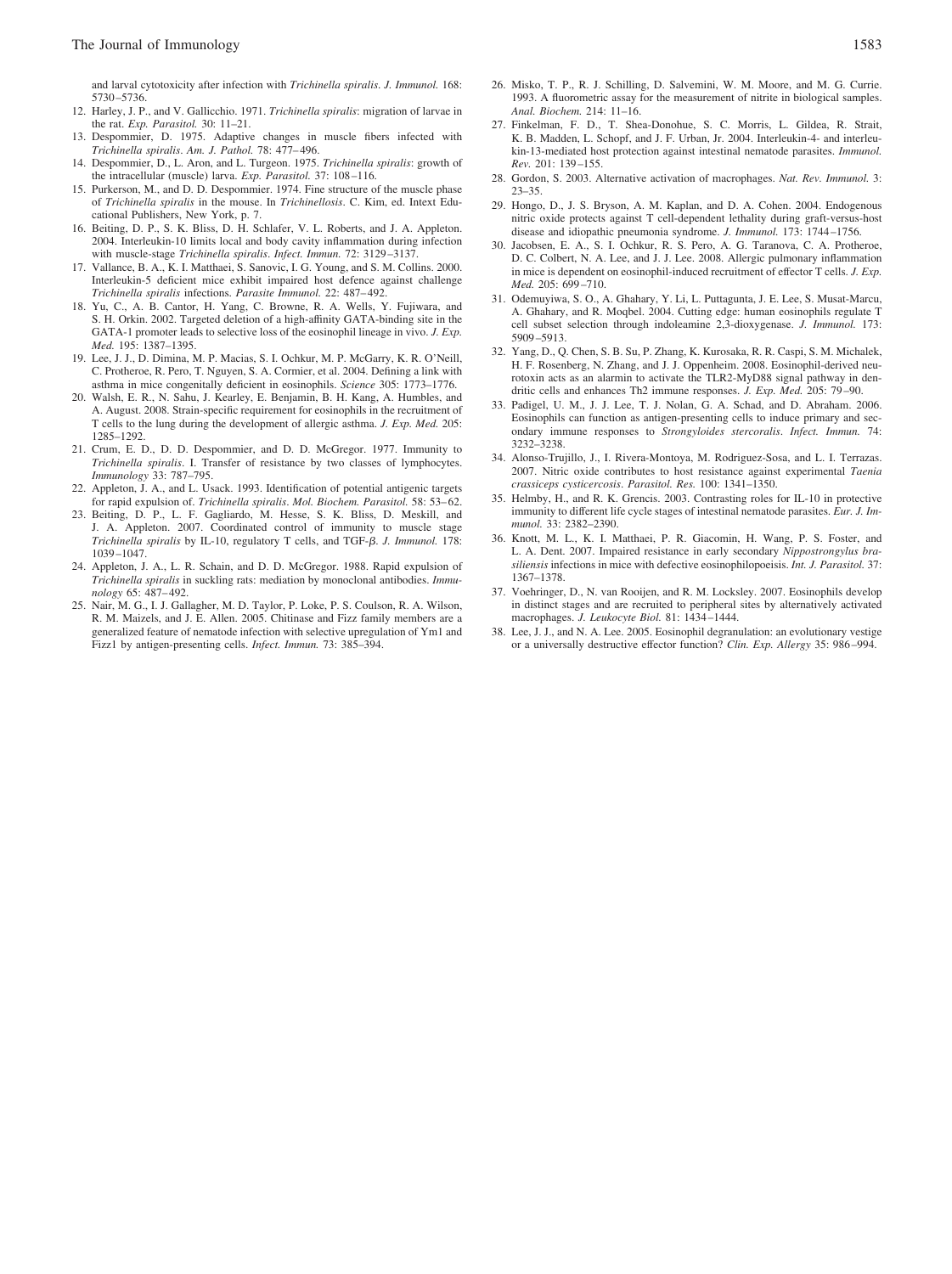and larval cytotoxicity after infection with *Trichinella spiralis*. *J. Immunol.* 168: 5730–5736.

12. Harley, J. P., and V. Gallicchio. 1971. *Trichinella spiralis*: migration of larvae in the rat. *Exp. Parasitol.* 30: 11–21.
13. Despommier, D. 1975. Adaptive changes in muscle fibers infected with *Trichinella spiralis*. *Am. J. Pathol.* 78: 477–496.
14. Despommier, D., L. Aron, and L. Turgeon. 1975. *Trichinella spiralis*: growth of the intracellular (muscle) larva. *Exp. Parasitol.* 37: 108–116.
15. Purkerson, M., and D. D. Despommier. 1974. Fine structure of the muscle phase of *Trichinella spiralis* in the mouse. In *Trichinellosis*. C. Kim, ed. Intext Educational Publishers, New York, p. 7.
16. Beiting, D. P., S. K. Bliss, D. H. Schlafer, V. L. Roberts, and J. A. Appleton. 2004. Interleukin-10 limits local and body cavity inflammation during infection with muscle-stage *Trichinella spiralis*. *Infect. Immun.* 72: 3129–3137.
17. Vallance, B. A., K. I. Matthaei, S. Sanovic, I. G. Young, and S. M. Collins. 2000. Interleukin-5 deficient mice exhibit impaired host defence against challenge *Trichinella spiralis* infections. *Parasite Immunol.* 22: 487–492.
18. Yu, C., A. B. Cantor, H. Yang, C. Browne, R. A. Wells, Y. Fujiwara, and S. H. Orkin. 2002. Targeted deletion of a high-affinity GATA-binding site in the GATA-1 promoter leads to selective loss of the eosinophil lineage in vivo. *J. Exp. Med.* 195: 1387–1395.
19. Lee, J. J., D. Dimina, M. P. Macias, S. I. Ochkur, M. P. McGarry, K. R. O'Neill, C. Protheroe, R. Pero, T. Nguyen, S. A. Cormier, et al. 2004. Defining a link with asthma in mice congenitally deficient in eosinophils. *Science* 305: 1773–1776.
20. Walsh, E. R., N. Sahu, J. Kearley, E. Benjamin, B. H. Kang, A. Humbles, and A. August. 2008. Strain-specific requirement for eosinophils in the recruitment of T cells to the lung during the development of allergic asthma. *J. Exp. Med.* 205: 1285–1292.
21. Crum, E. D., D. D. Despommier, and D. D. McGregor. 1977. Immunity to *Trichinella spiralis*. I. Transfer of resistance by two classes of lymphocytes. *Immunology* 33: 787–795.
22. Appleton, J. A., and L. Usack. 1993. Identification of potential antigenic targets for rapid expulsion of. *Trichinella spiralis*. *Mol. Biochem. Parasitol.* 58: 53–62.
23. Beiting, D. P., L. F. Gagliardo, M. Hesse, S. K. Bliss, D. Meskill, and J. A. Appleton. 2007. Coordinated control of immunity to muscle stage *Trichinella spiralis* by IL-10, regulatory T cells, and TGF-β. *J. Immunol.* 178: 1039–1047.
24. Appleton, J. A., L. R. Schain, and D. D. McGregor. 1988. Rapid expulsion of *Trichinella spiralis* in suckling rats: mediation by monoclonal antibodies. *Immunology* 65: 487–492.
25. Nair, M. G., I. J. Gallagher, M. D. Taylor, P. Loke, P. S. Coulson, R. A. Wilson, R. M. Maizels, and J. E. Allen. 2005. Chitinase and Fizz family members are a generalized feature of nematode infection with selective upregulation of Ym1 and Fizz1 by antigen-presenting cells. *Infect. Immun.* 73: 385–394.
26. Misko, T. P., R. J. Schilling, D. Salvemini, W. M. Moore, and M. G. Currie. 1993. A fluorometric assay for the measurement of nitrite in biological samples. *Anal. Biochem.* 214: 11–16.
27. Finkelman, F. D., T. Shea-Donohue, S. C. Morris, L. Gildea, R. Strait, K. B. Madden, L. Schopf, and J. F. Urban, Jr. 2004. Interleukin-4- and interleukin-13-mediated host protection against intestinal nematode parasites. *Immunol. Rev.* 201: 139–155.
28. Gordon, S. 2003. Alternative activation of macrophages. *Nat. Rev. Immunol.* 3: 23–35.
29. Hongo, D., J. S. Bryson, A. M. Kaplan, and D. A. Cohen. 2004. Endogenous nitric oxide protects against T cell-dependent lethality during graft-versus-host disease and idiopathic pneumonia syndrome. *J. Immunol.* 173: 1744–1756.
30. Jacobsen, E. A., S. I. Ochkur, R. S. Pero, A. G. Taranova, C. A. Protheroe, D. C. Colbert, N. A. Lee, and J. J. Lee. 2008. Allergic pulmonary inflammation in mice is dependent on eosinophil-induced recruitment of effector T cells. *J. Exp. Med.* 205: 699–710.
31. Odemuyiwa, S. O., A. Ghahary, Y. Li, L. Puttagunta, J. E. Lee, S. Musat-Marcu, A. Ghahary, and R. Moqbel. 2004. Cutting edge: human eosinophils regulate T cell subset selection through indoleamine 2,3-dioxygenase. *J. Immunol.* 173: 5909–5913.
32. Yang, D., Q. Chen, S. B. Su, P. Zhang, K. Kurosaka, R. R. Caspi, S. M. Michalek, H. F. Rosenberg, N. Zhang, and J. J. Oppenheim. 2008. Eosinophil-derived neurotoxin acts as an alarmin to activate the TLR2-MyD88 signal pathway in dendritic cells and enhances Th2 immune responses. *J. Exp. Med.* 205: 79–90.
33. Padigel, U. M., J. J. Lee, T. J. Nolan, G. A. Schad, and D. Abraham. 2006. Eosinophils can function as antigen-presenting cells to induce primary and secondary immune responses to *Strongyloides stercoralis*. *Infect. Immun.* 74: 3232–3238.
34. Alonso-Trujillo, J., I. Rivera-Montoya, M. Rodriguez-Sosa, and L. I. Terrazas. 2007. Nitric oxide contributes to host resistance against experimental *Taenia crassiceps cysticercosis*. *Parasitol. Res.* 100: 1341–1350.
35. Helmby, H., and R. K. Grencis. 2003. Contrasting roles for IL-10 in protective immunity to different life cycle stages of intestinal nematode parasites. *Eur. J. Immunol.* 33: 2382–2390.
36. Knott, M. L., K. I. Matthaei, P. R. Giacomin, H. Wang, P. S. Foster, and L. A. Dent. 2007. Impaired resistance in early secondary *Nippostrongylus brasiliensis* infections in mice with defective eosinophilopoeisis. *Int. J. Parasitol.* 37: 1367–1378.
37. Voehringer, D., N. van Rooijen, and R. M. Locksley. 2007. Eosinophils develop in distinct stages and are recruited to peripheral sites by alternatively activated macrophages. *J. Leukocyte Biol.* 81: 1434–1444.
38. Lee, J. J., and N. A. Lee. 2005. Eosinophil degranulation: an evolutionary vestige or a universally destructive effector function? *Clin. Exp. Allergy* 35: 986–994.